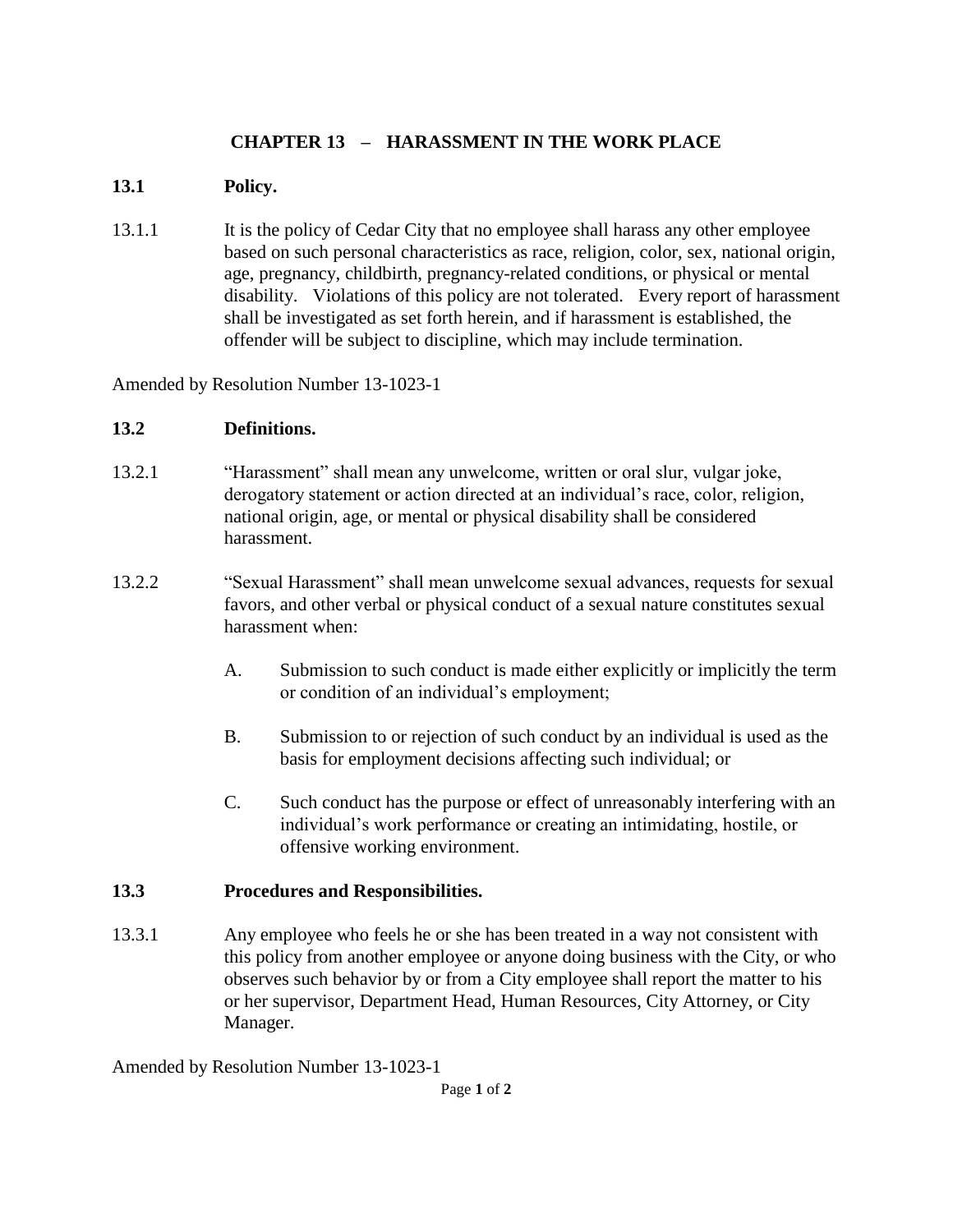# CHAPTER 13 – HARASSMENT IN THE WORK PLACE

## 13.1 Policy.

13.1.1 It is the policy of Cedar City that no employee shall harass any other employee based on such personal characteristics as race, religion, color, sex, national origin, age, pregnancy, childbirth, pregnancy-related conditions, or physical or mental disability. Violations of this policy are not tolerated. Every report of harassment shall be investigated as set forth herein, and if harassment is established, the offender will be subject to discipline, which may include termination.

Amended by Resolution Number 13-1023-1

## 13.2 Definitions.

13.2.1 "Harassment" shall mean any unwelcome, written or oral slur, vulgar joke, derogatory statement or action directed at an individual's race, color, religion, national origin, age, or mental or physical disability shall be considered harassment.

13.2.2 "Sexual Harassment" shall mean unwelcome sexual advances, requests for sexual favors, and other verbal or physical conduct of a sexual nature constitutes sexual harassment when:

A. Submission to such conduct is made either explicitly or implicitly the term or condition of an individual's employment;

B. Submission to or rejection of such conduct by an individual is used as the basis for employment decisions affecting such individual; or

C. Such conduct has the purpose or effect of unreasonably interfering with an individual's work performance or creating an intimidating, hostile, or offensive working environment.

## 13.3 Procedures and Responsibilities.

13.3.1 Any employee who feels he or she has been treated in a way not consistent with this policy from another employee or anyone doing business with the City, or who observes such behavior by or from a City employee shall report the matter to his or her supervisor, Department Head, Human Resources, City Attorney, or City Manager.

Amended by Resolution Number 13-1023-1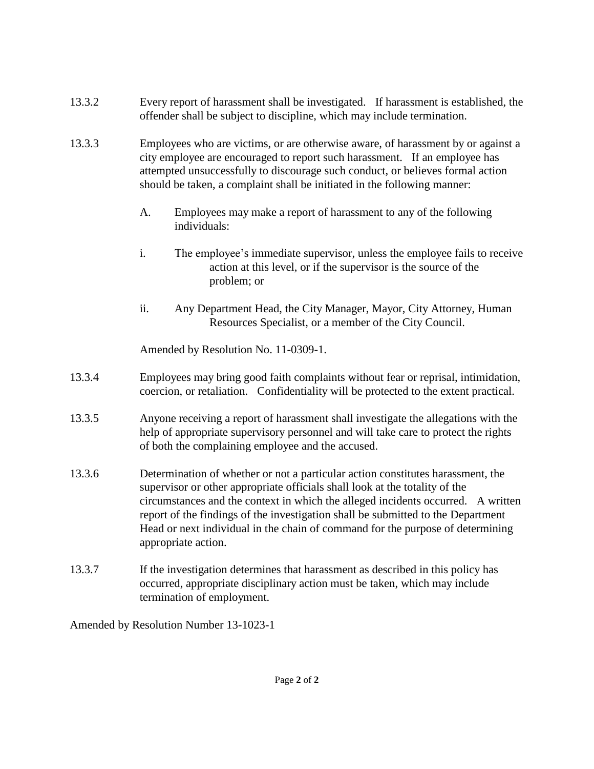13.3.2 Every report of harassment shall be investigated. If harassment is established, the offender shall be subject to discipline, which may include termination.

13.3.3 Employees who are victims, or are otherwise aware, of harassment by or against a city employee are encouraged to report such harassment. If an employee has attempted unsuccessfully to discourage such conduct, or believes formal action should be taken, a complaint shall be initiated in the following manner:

A. Employees may make a report of harassment to any of the following individuals:

i. The employee's immediate supervisor, unless the employee fails to receive action at this level, or if the supervisor is the source of the problem; or

ii. Any Department Head, the City Manager, Mayor, City Attorney, Human Resources Specialist, or a member of the City Council.

Amended by Resolution No. 11-0309-1.

13.3.4 Employees may bring good faith complaints without fear or reprisal, intimidation, coercion, or retaliation. Confidentiality will be protected to the extent practical.

13.3.5 Anyone receiving a report of harassment shall investigate the allegations with the help of appropriate supervisory personnel and will take care to protect the rights of both the complaining employee and the accused.

13.3.6 Determination of whether or not a particular action constitutes harassment, the supervisor or other appropriate officials shall look at the totality of the circumstances and the context in which the alleged incidents occurred. A written report of the findings of the investigation shall be submitted to the Department Head or next individual in the chain of command for the purpose of determining appropriate action.

13.3.7 If the investigation determines that harassment as described in this policy has occurred, appropriate disciplinary action must be taken, which may include termination of employment.

Amended by Resolution Number 13-1023-1